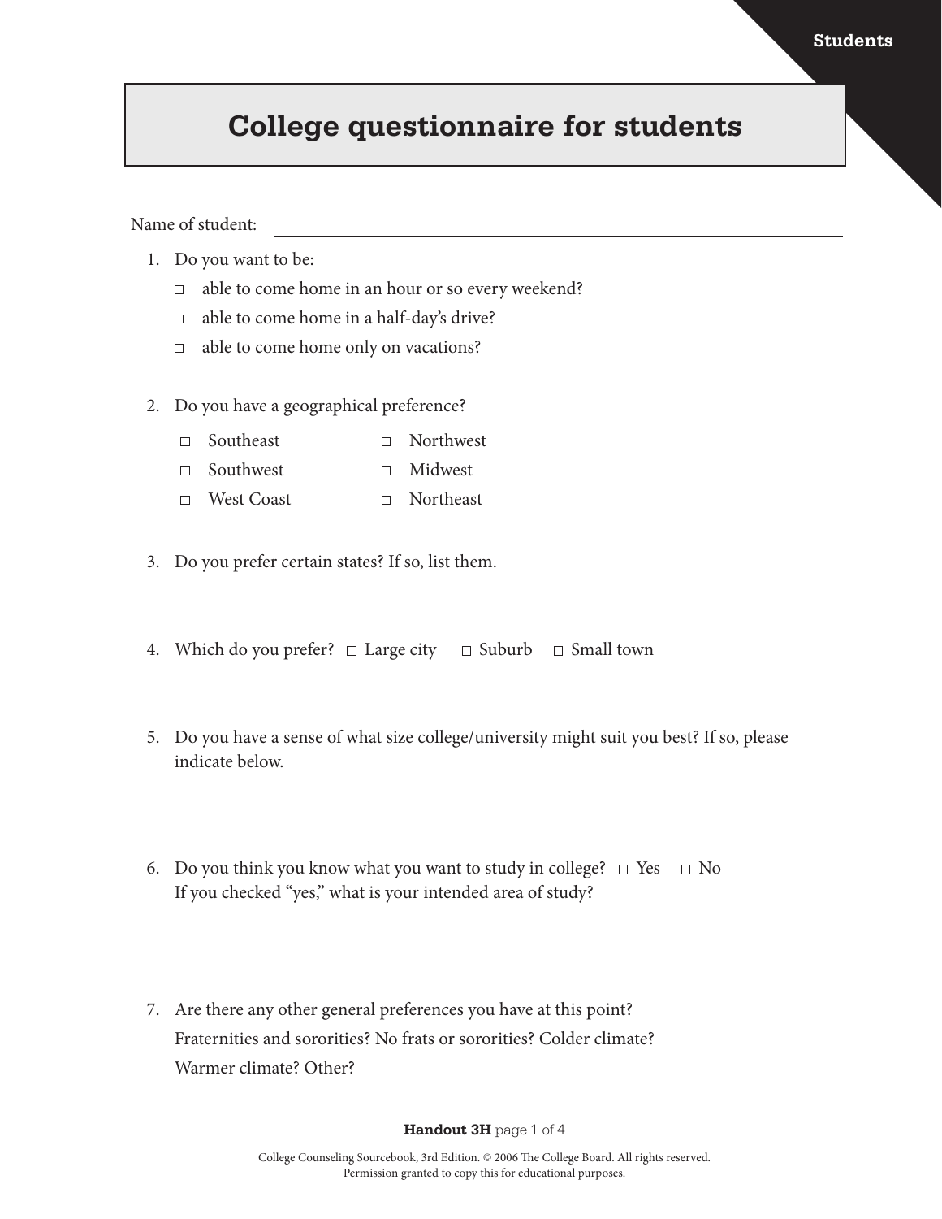# College questionnaire for students

Name of student: ______________________________

1. Do you want to be:
   - ☐ able to come home in an hour or so every weekend?
   - ☐ able to come home in a half-day's drive?
   - ☐ able to come home only on vacations?

2. Do you have a geographical preference?
   - ☐ Southeast
   - ☐ Southwest
   - ☐ West Coast
   - ☐ Northwest
   - ☐ Midwest
   - ☐ Northeast

3. Do you prefer certain states? If so, list them.

4. Which do you prefer? ☐ Large city ☐ Suburb ☐ Small town

5. Do you have a sense of what size college/university might suit you best? If so, please indicate below.

6. Do you think you know what you want to study in college? ☐ Yes ☐ No
   If you checked "yes," what is your intended area of study?

7. Are there any other general preferences you have at this point?
   Fraternities and sororities? No frats or sororities? Colder climate?
   Warmer climate? Other?

**Handout 3H**

College Counseling Sourcebook, 3rd Edition. © 2006 The College Board. All rights reserved.
Permission granted to copy this for educational purposes.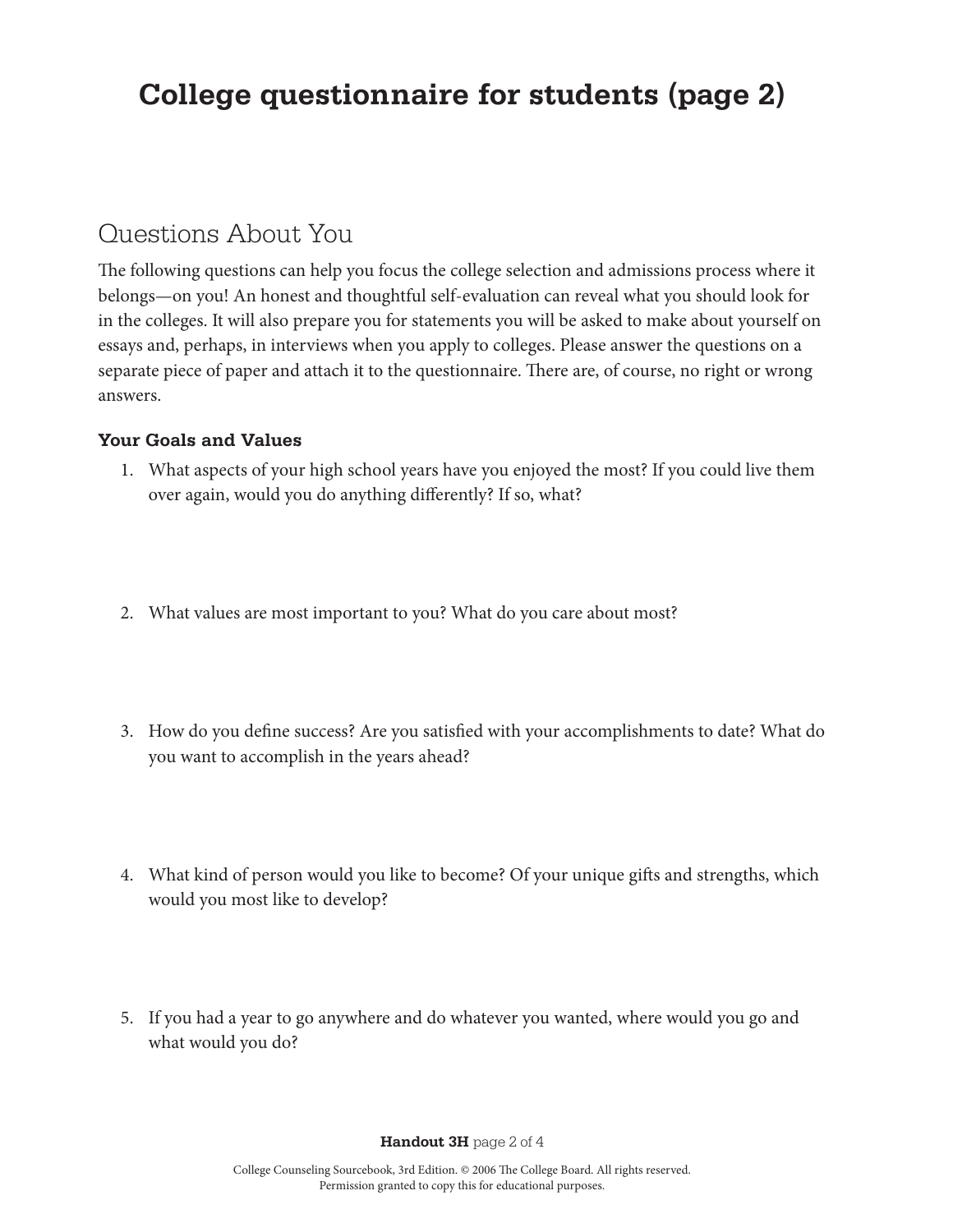# College questionnaire for students (page 2)

## Questions About You

The following questions can help you focus the college selection and admissions process where it belongs—on you! An honest and thoughtful self-evaluation can reveal what you should look for in the colleges. It will also prepare you for statements you will be asked to make about yourself on essays and, perhaps, in interviews when you apply to colleges. Please answer the questions on a separate piece of paper and attach it to the questionnaire. There are, of course, no right or wrong answers.

### Your Goals and Values

1. What aspects of your high school years have you enjoyed the most? If you could live them over again, would you do anything differently? If so, what?

2. What values are most important to you? What do you care about most?

3. How do you define success? Are you satisfied with your accomplishments to date? What do you want to accomplish in the years ahead?

4. What kind of person would you like to become? Of your unique gifts and strengths, which would you most like to develop?

5. If you had a year to go anywhere and do whatever you wanted, where would you go and what would you do?

**Handout 3H** page 2 of 4

College Counseling Sourcebook, 3rd Edition. © 2006 The College Board. All rights reserved.
Permission granted to copy this for educational purposes.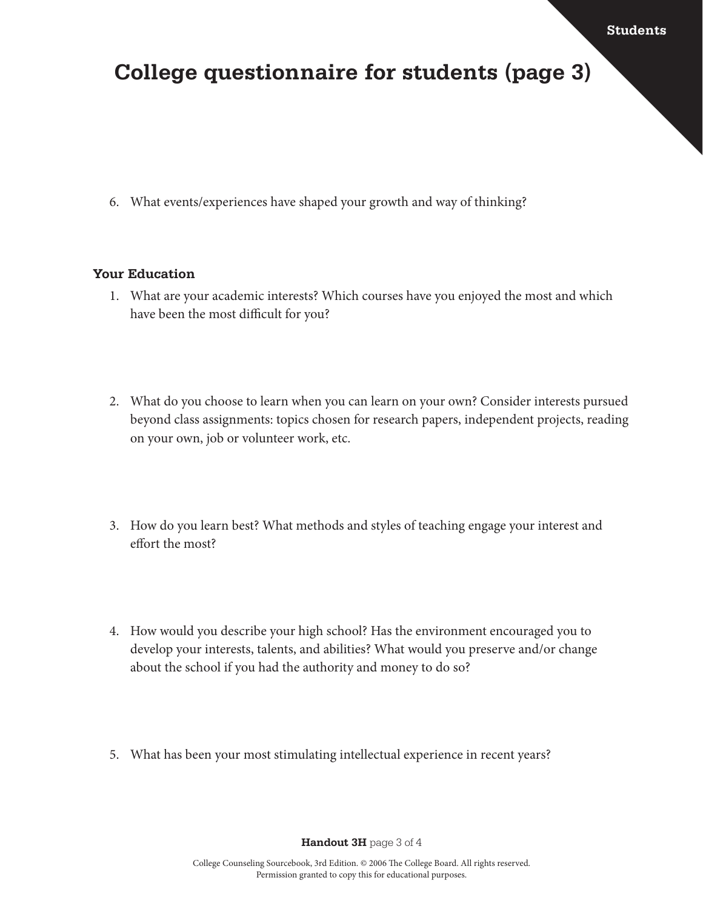# College questionnaire for students (page 3)

6. What events/experiences have shaped your growth and way of thinking?

**Your Education**

1. What are your academic interests? Which courses have you enjoyed the most and which have been the most difficult for you?

2. What do you choose to learn when you can learn on your own? Consider interests pursued beyond class assignments: topics chosen for research papers, independent projects, reading on your own, job or volunteer work, etc.

3. How do you learn best? What methods and styles of teaching engage your interest and effort the most?

4. How would you describe your high school? Has the environment encouraged you to develop your interests, talents, and abilities? What would you preserve and/or change about the school if you had the authority and money to do so?

5. What has been your most stimulating intellectual experience in recent years?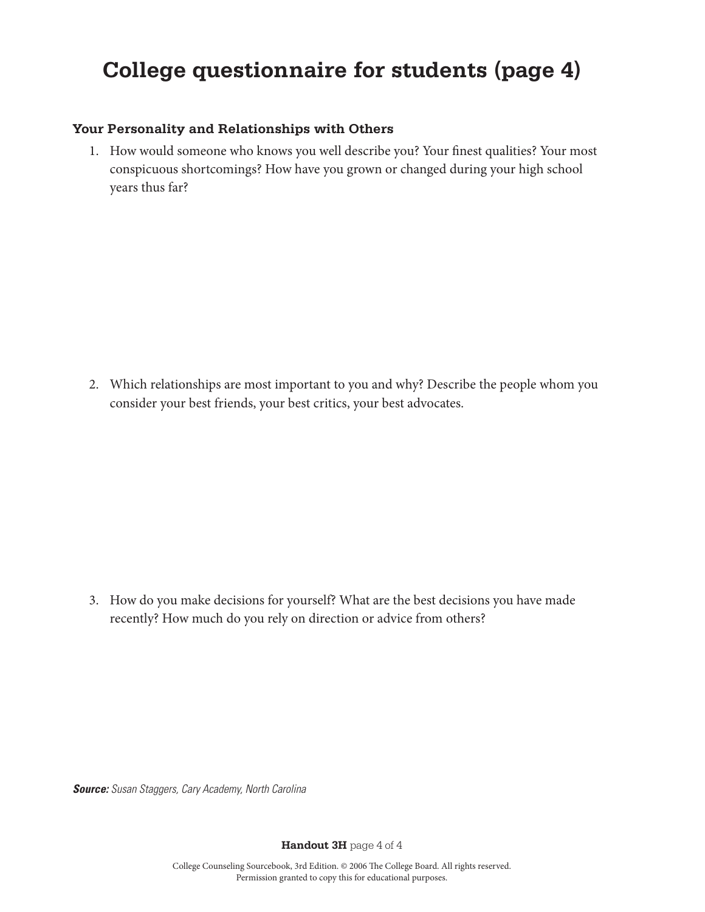# College questionnaire for students (page 4)

### Your Personality and Relationships with Others

1. How would someone who knows you well describe you? Your finest qualities? Your most conspicuous shortcomings? How have you grown or changed during your high school years thus far?

2. Which relationships are most important to you and why? Describe the people whom you consider your best friends, your best critics, your best advocates.

3. How do you make decisions for yourself? What are the best decisions you have made recently? How much do you rely on direction or advice from others?

***Source:*** *Susan Staggers, Cary Academy, North Carolina*

**Handout 3H**

College Counseling Sourcebook, 3rd Edition. © 2006 The College Board. All rights reserved.
Permission granted to copy this for educational purposes.